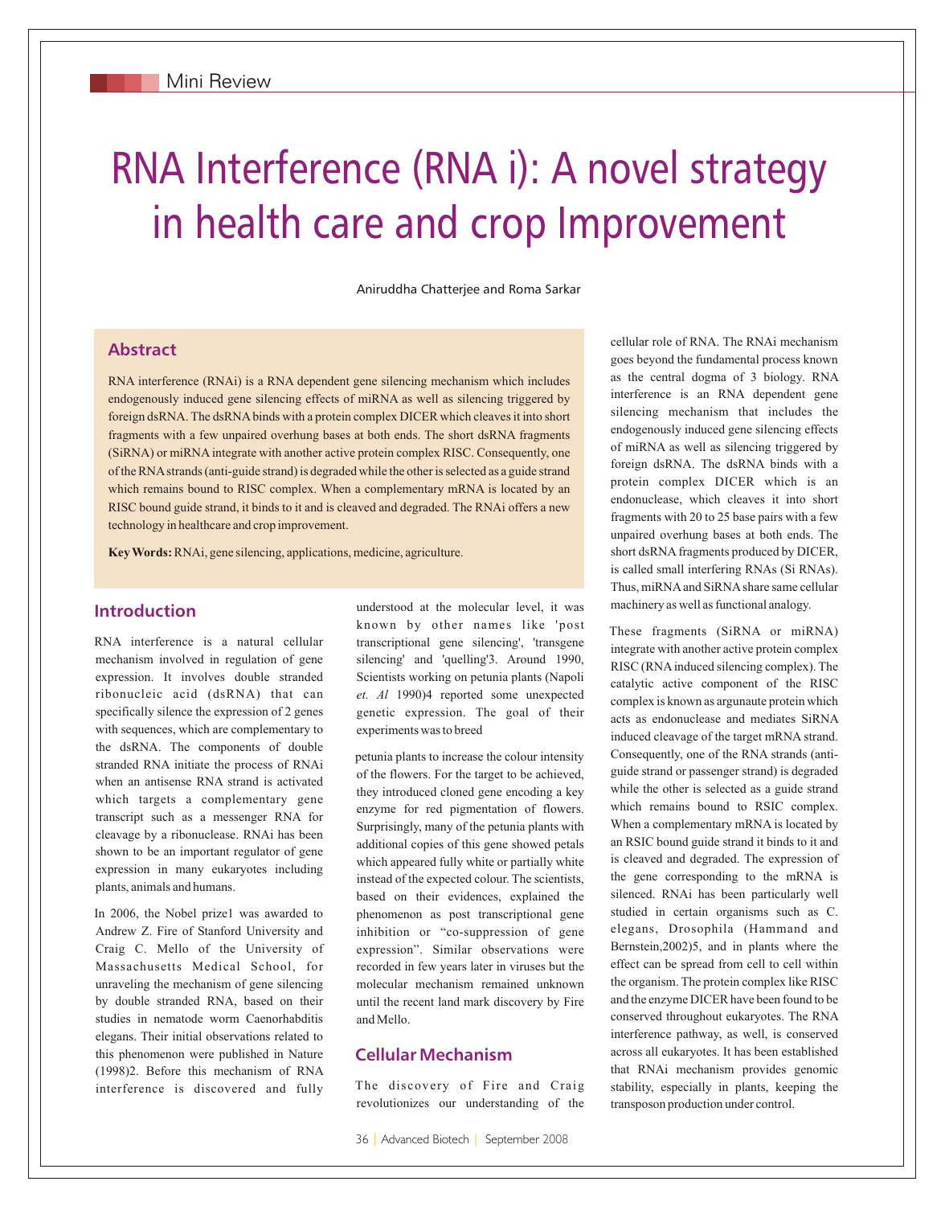Mini Review

# RNA Interference (RNA i): A novel strategy in health care and crop Improvement

Aniruddha Chatterjee and Roma Sarkar

## Abstract

RNA interference (RNAi) is a RNA dependent gene silencing mechanism which includes endogenously induced gene silencing effects of miRNA as well as silencing triggered by foreign dsRNA. The dsRNA binds with a protein complex DICER which cleaves it into short fragments with a few unpaired overhung bases at both ends. The short dsRNA fragments (SiRNA) or miRNA integrate with another active protein complex RISC. Consequently, one of the RNA strands (anti-guide strand) is degraded while the other is selected as a guide strand which remains bound to RISC complex. When a complementary mRNA is located by an RISC bound guide strand, it binds to it and is cleaved and degraded. The RNAi offers a new technology in healthcare and crop improvement.

**Key Words:** RNAi, gene silencing, applications, medicine, agriculture.

## Introduction

RNA interference is a natural cellular mechanism involved in regulation of gene expression. It involves double stranded ribonucleic acid (dsRNA) that can specifically silence the expression of 2 genes with sequences, which are complementary to the dsRNA. The components of double stranded RNA initiate the process of RNAi when an antisense RNA strand is activated which targets a complementary gene transcript such as a messenger RNA for cleavage by a ribonuclease. RNAi has been shown to be an important regulator of gene expression in many eukaryotes including plants, animals and humans.

In 2006, the Nobel prize[1] was awarded to Andrew Z. Fire of Stanford University and Craig C. Mello of the University of Massachusetts Medical School, for unraveling the mechanism of gene silencing by double stranded RNA, based on their studies in nematode worm Caenorhabditis elegans. Their initial observations related to this phenomenon were published in Nature (1998)[2]. Before this mechanism of RNA interference is discovered and fully understood at the molecular level, it was known by other names like 'post transcriptional gene silencing', 'transgene silencing' and 'quelling'[3]. Around 1990, Scientists working on petunia plants (Napoli *et. Al* 1990)[4] reported some unexpected genetic expression. The goal of their experiments was to breed petunia plants to increase the colour intensity of the flowers. For the target to be achieved, they introduced cloned gene encoding a key enzyme for red pigmentation of flowers. Surprisingly, many of the petunia plants with additional copies of this gene showed petals which appeared fully white or partially white instead of the expected colour. The scientists, based on their evidences, explained the phenomenon as post transcriptional gene inhibition or "co-suppression of gene expression". Similar observations were recorded in few years later in viruses but the molecular mechanism remained unknown until the recent land mark discovery by Fire and Mello.

## Cellular Mechanism

The discovery of Fire and Craig revolutionizes our understanding of the cellular role of RNA. The RNAi mechanism goes beyond the fundamental process known as the central dogma of 3 biology. RNA interference is an RNA dependent gene silencing mechanism that includes the endogenously induced gene silencing effects of miRNA as well as silencing triggered by foreign dsRNA. The dsRNA binds with a protein complex DICER which is an endonuclease, which cleaves it into short fragments with 20 to 25 base pairs with a few unpaired overhung bases at both ends. The short dsRNA fragments produced by DICER, is called small interfering RNAs (Si RNAs). Thus, miRNA and SiRNA share same cellular machinery as well as functional analogy.

These fragments (SiRNA or miRNA) integrate with another active protein complex RISC (RNA induced silencing complex). The catalytic active component of the RISC complex is known as argunaute protein which acts as endonuclease and mediates SiRNA induced cleavage of the target mRNA strand. Consequently, one of the RNA strands (anti-guide strand or passenger strand) is degraded while the other is selected as a guide strand which remains bound to RSIC complex. When a complementary mRNA is located by an RSIC bound guide strand it binds to it and is cleaved and degraded. The expression of the gene corresponding to the mRNA is silenced. RNAi has been particularly well studied in certain organisms such as C. elegans, Drosophila (Hammand and Bernstein,2002)[5], and in plants where the effect can be spread from cell to cell within the organism. The protein complex like RISC and the enzyme DICER have been found to be conserved throughout eukaryotes. The RNA interference pathway, as well, is conserved across all eukaryotes. It has been established that RNAi mechanism provides genomic stability, especially in plants, keeping the transposon production under control.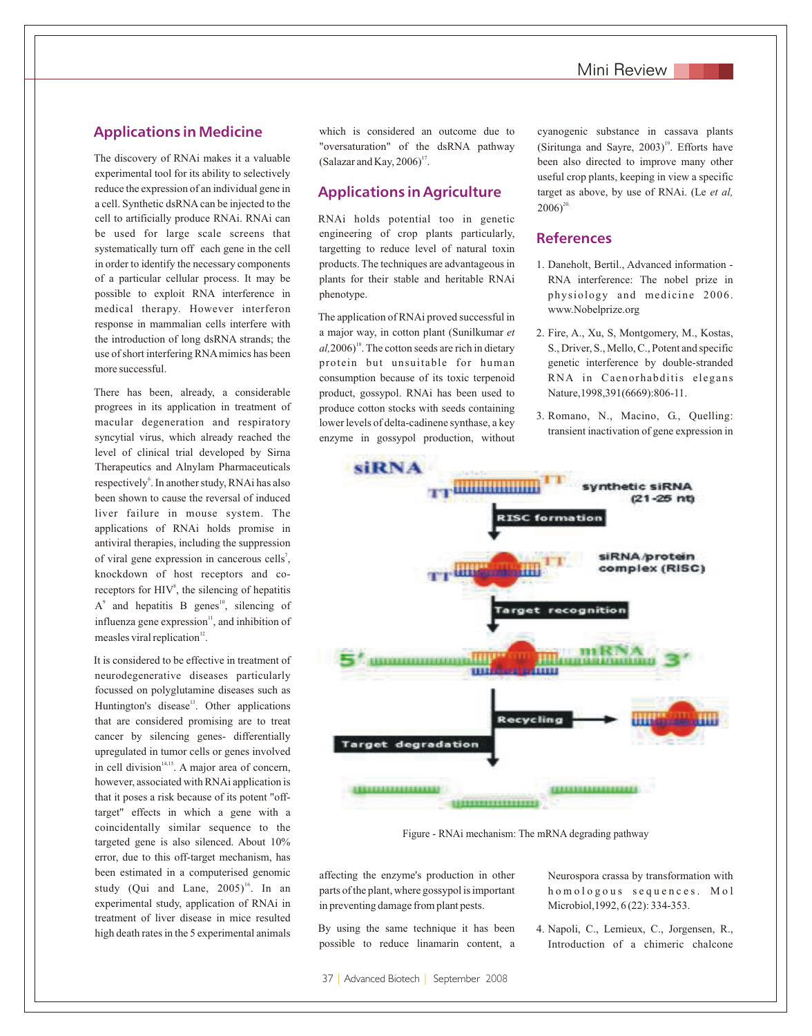## Applications in Medicine

The discovery of RNAi makes it a valuable experimental tool for its ability to selectively reduce the expression of an individual gene in a cell. Synthetic dsRNA can be injected to the cell to artificially produce RNAi. RNAi can be used for large scale screens that systematically turn off each gene in the cell in order to identify the necessary components of a particular cellular process. It may be possible to exploit RNA interference in medical therapy. However interferon response in mammalian cells interfere with the introduction of long dsRNA strands; the use of short interfering RNA mimics has been more successful.

There has been, already, a considerable progrees in its application in treatment of macular degeneration and respiratory syncytial virus, which already reached the level of clinical trial developed by Sirna Therapeutics and Alnylam Pharmaceuticals respectively[6]. In another study, RNAi has also been shown to cause the reversal of induced liver failure in mouse system. The applications of RNAi holds promise in antiviral therapies, including the suppression of viral gene expression in cancerous cells[7], knockdown of host receptors and co-receptors for HIV[8], the silencing of hepatitis A[9] and hepatitis B genes[10], silencing of influenza gene expression[11], and inhibition of measles viral replication[12].

It is considered to be effective in treatment of neurodegenerative diseases particularly focussed on polyglutamine diseases such as Huntington's disease[13]. Other applications that are considered promising are to treat cancer by silencing genes- differentially upregulated in tumor cells or genes involved in cell division[14,15]. A major area of concern, however, associated with RNAi application is that it poses a risk because of its potent "off-target" effects in which a gene with a coincidentally similar sequence to the targeted gene is also silenced. About 10% error, due to this off-target mechanism, has been estimated in a computerised genomic study (Qui and Lane, 2005)[16]. In an experimental study, application of RNAi in treatment of liver disease in mice resulted high death rates in the 5 experimental animals which is considered an outcome due to "oversaturation" of the dsRNA pathway (Salazar and Kay, 2006)[17].

## Applications in Agriculture

RNAi holds potential too in genetic engineering of crop plants particularly, targetting to reduce level of natural toxin products. The techniques are advantageous in plants for their stable and heritable RNAi phenotype.

The application of RNAi proved successful in a major way, in cotton plant (Sunilkumar *et al,*2006)[18]. The cotton seeds are rich in dietary protein but unsuitable for human consumption because of its toxic terpenoid product, gossypol. RNAi has been used to produce cotton stocks with seeds containing lower levels of delta-cadinene synthase, a key enzyme in gossypol production, without affecting the enzyme's production in other parts of the plant, where gossypol is important in preventing damage from plant pests.

By using the same technique it has been possible to reduce linamarin content, a cyanogenic substance in cassava plants (Siritunga and Sayre, 2003)[19]. Efforts have been also directed to improve many other useful crop plants, keeping in view a specific target as above, by use of RNAi. (Le *et al,* 2006)[20].

Figure - RNAi mechanism: The mRNA degrading pathway

## References

1. Daneholt, Bertil., Advanced information - RNA interference: The nobel prize in physiology and medicine 2006. www.Nobelprize.org
2. Fire, A., Xu, S, Montgomery, M., Kostas, S., Driver, S., Mello, C., Potent and specific genetic interference by double-stranded RNA in Caenorhabditis elegans Nature,1998,391(6669):806-11.
3. Romano, N., Macino, G., Quelling: transient inactivation of gene expression in Neurospora crassa by transformation with homologous sequences. Mol Microbiol,1992, 6 (22): 334-353.
4. Napoli, C., Lemieux, C., Jorgensen, R., Introduction of a chimeric chalcone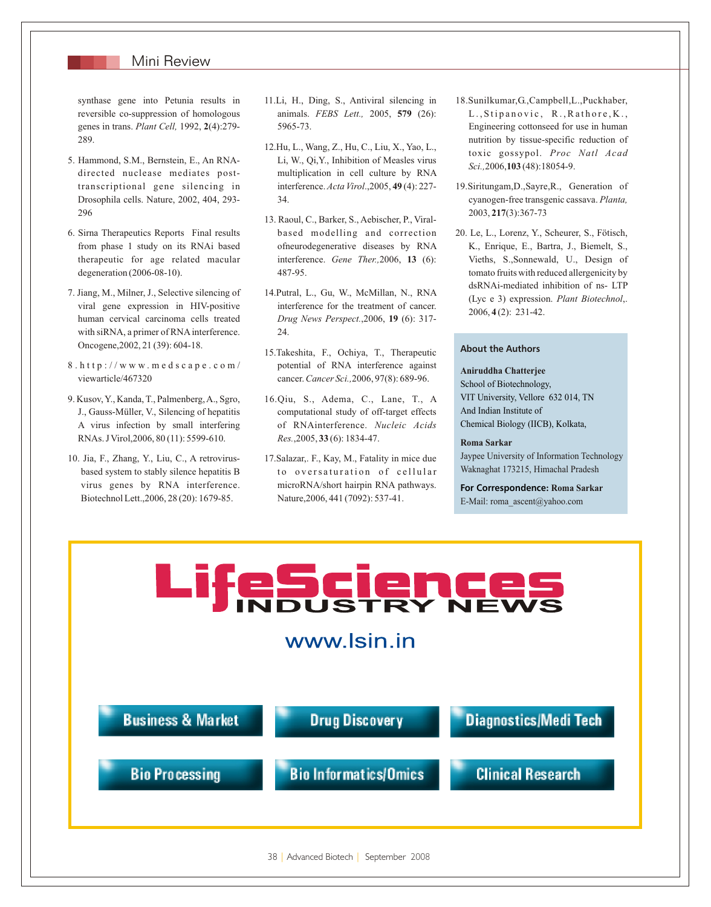synthase gene into Petunia results in reversible co-suppression of homologous genes in trans. *Plant Cell,* 1992, **2**(4):279-289.

5. Hammond, S.M., Bernstein, E., An RNA-directed nuclease mediates post-transcriptional gene silencing in Drosophila cells. Nature, 2002, 404, 293-296

6. Sirna Therapeutics Reports Final results from phase 1 study on its RNAi based therapeutic for age related macular degeneration (2006-08-10).

7. Jiang, M., Milner, J., Selective silencing of viral gene expression in HIV-positive human cervical carcinoma cells treated with siRNA, a primer of RNA interference. Oncogene,2002, 21 (39): 604-18.

8. http://www.medscape.com/viewarticle/467320

9. Kusov, Y., Kanda, T., Palmenberg, A., Sgro, J., Gauss-Müller, V., Silencing of hepatitis A virus infection by small interfering RNAs. J Virol,2006, 80 (11): 5599-610.

10. Jia, F., Zhang, Y., Liu, C., A retrovirus-based system to stably silence hepatitis B virus genes by RNA interference. Biotechnol Lett.,2006, 28 (20): 1679-85.

11. Li, H., Ding, S., Antiviral silencing in animals. *FEBS Lett.,* 2005, **579** (26): 5965-73.

12. Hu, L., Wang, Z., Hu, C., Liu, X., Yao, L., Li, W., Qi,Y., Inhibition of Measles virus multiplication in cell culture by RNA interference. *Acta Virol*.,2005, **49** (4): 227-34.

13. Raoul, C., Barker, S., Aebischer, P., Viral-based modelling and correction ofneurodegenerative diseases by RNA interference. *Gene Ther.,*2006, **13** (6): 487-95.

14. Putral, L., Gu, W., McMillan, N., RNA interference for the treatment of cancer. *Drug News Perspect.*,2006, **19** (6): 317-24.

15. Takeshita, F., Ochiya, T., Therapeutic potential of RNA interference against cancer. *Cancer Sci.,*2006, 97(8): 689-96.

16. Qiu, S., Adema, C., Lane, T., A computational study of off-target effects of RNAinterference. *Nucleic Acids Res.*,2005, **33** (6): 1834-47.

17. Salazar,. F., Kay, M., Fatality in mice due to oversaturation of cellular microRNA/short hairpin RNA pathways. Nature,2006, 441 (7092): 537-41.

18. Sunilkumar,G.,Campbell,L.,Puckhaber, L.,Stipanovic, R.,Rathore,K., Engineering cottonseed for use in human nutrition by tissue-specific reduction of toxic gossypol. *Proc Natl Acad Sci.,*2006,**103** (48):18054-9.

19. Siritungam,D.,Sayre,R., Generation of cyanogen-free transgenic cassava. *Planta,* 2003, **217**(3):367-73

20. Le, L., Lorenz, Y., Scheurer, S., Fötisch, K., Enrique, E., Bartra, J., Biemelt, S., Vieths, S.,Sonnewald, U., Design of tomato fruits with reduced allergenicity by dsRNAi-mediated inhibition of ns- LTP (Lyc e 3) expression. *Plant Biotechnol*,. 2006, **4** (2): 231-42.

**About the Authors**

**Aniruddha Chatterjee**
School of Biotechnology,
VIT University, Vellore 632 014, TN
And Indian Institute of
Chemical Biology (IICB), Kolkata,

**Roma Sarkar**
Jaypee University of Information Technology
Waknaghat 173215, Himachal Pradesh

**For Correspondence: Roma Sarkar**
E-Mail: roma_ascent@yahoo.com

LifeSciences INDUSTRY NEWS

www.lsin.in

Business & Market | Drug Discovery | Diagnostics/Medi Tech

Bio Processing | Bio Informatics/Omics | Clinical Research